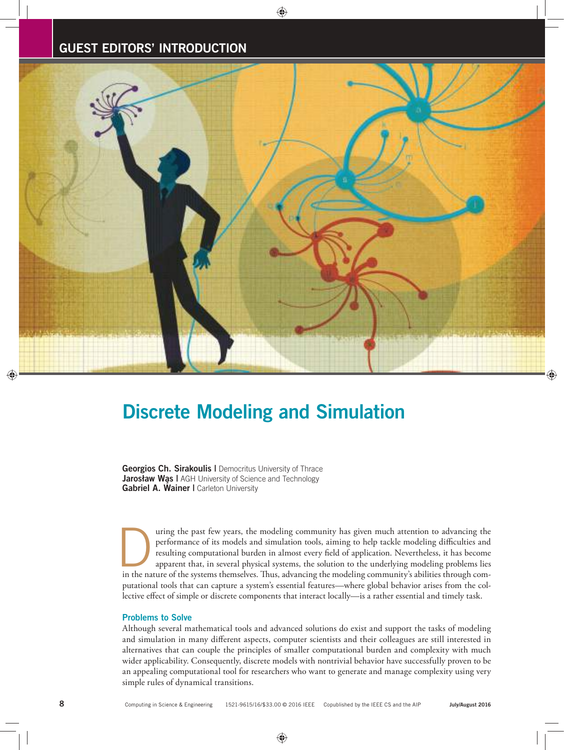GUEST EDITORS' INTRODUCTION

# Discrete Modeling and Simulation

**Georgios Ch. Sirakoulis** | Democritus University of Thrace
**Jarosław Wąs** | AGH University of Science and Technology
**Gabriel A. Wainer** | Carleton University

During the past few years, the modeling community has given much attention to advancing the performance of its models and simulation tools, aiming to help tackle modeling difficulties and resulting computational burden in almost every field of application. Nevertheless, it has become apparent that, in several physical systems, the solution to the underlying modeling problems lies in the nature of the systems themselves. Thus, advancing the modeling community's abilities through computational tools that can capture a system's essential features—where global behavior arises from the collective effect of simple or discrete components that interact locally—is a rather essential and timely task.

## Problems to Solve

Although several mathematical tools and advanced solutions do exist and support the tasks of modeling and simulation in many different aspects, computer scientists and their colleagues are still interested in alternatives that can couple the principles of smaller computational burden and complexity with much wider applicability. Consequently, discrete models with nontrivial behavior have successfully proven to be an appealing computational tool for researchers who want to generate and manage complexity using very simple rules of dynamical transitions.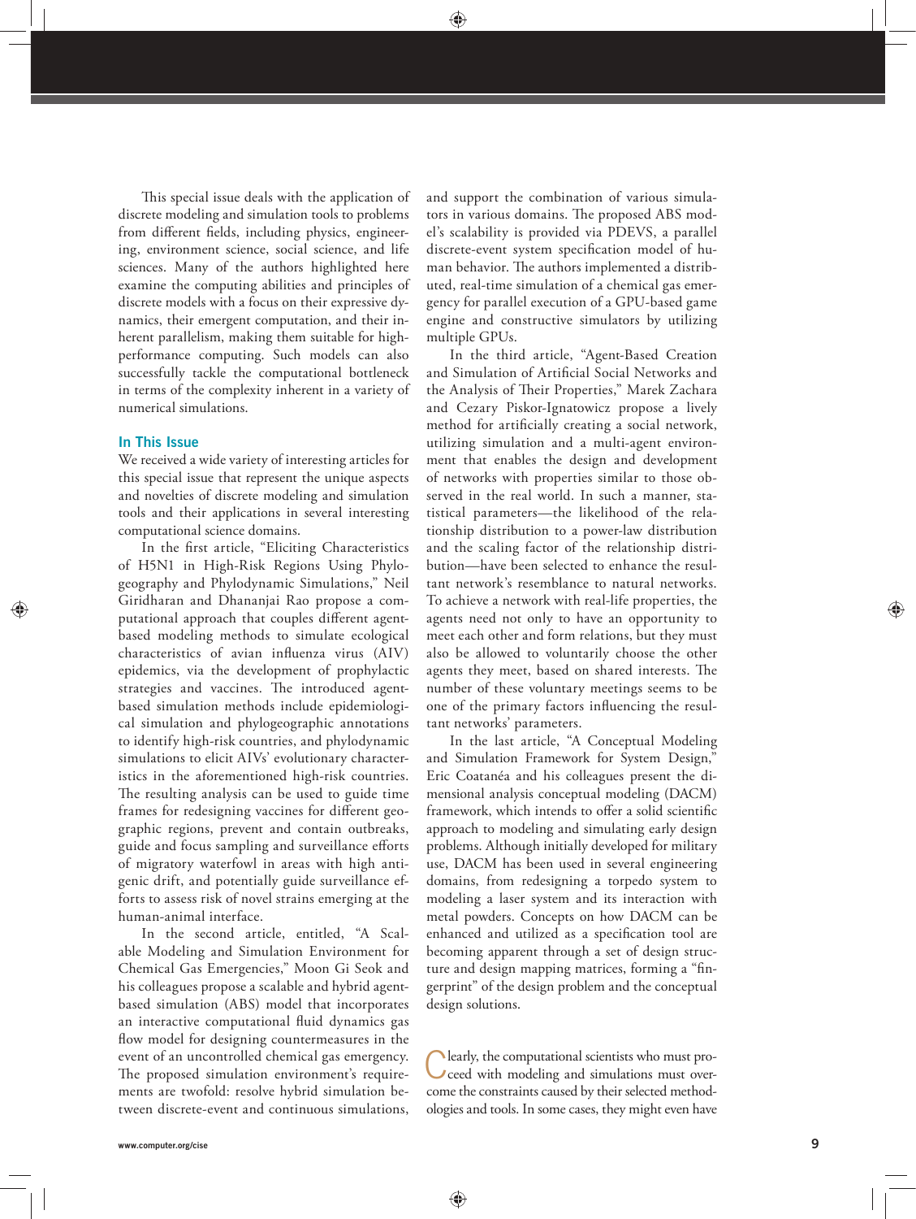This special issue deals with the application of discrete modeling and simulation tools to problems from different fields, including physics, engineering, environment science, social science, and life sciences. Many of the authors highlighted here examine the computing abilities and principles of discrete models with a focus on their expressive dynamics, their emergent computation, and their inherent parallelism, making them suitable for high-performance computing. Such models can also successfully tackle the computational bottleneck in terms of the complexity inherent in a variety of numerical simulations.

### In This Issue

We received a wide variety of interesting articles for this special issue that represent the unique aspects and novelties of discrete modeling and simulation tools and their applications in several interesting computational science domains.

In the first article, "Eliciting Characteristics of H5N1 in High-Risk Regions Using Phylogeography and Phylodynamic Simulations," Neil Giridharan and Dhananjai Rao propose a computational approach that couples different agent-based modeling methods to simulate ecological characteristics of avian influenza virus (AIV) epidemics, via the development of prophylactic strategies and vaccines. The introduced agent-based simulation methods include epidemiological simulation and phylogeographic annotations to identify high-risk countries, and phylodynamic simulations to elicit AIVs' evolutionary characteristics in the aforementioned high-risk countries. The resulting analysis can be used to guide time frames for redesigning vaccines for different geographic regions, prevent and contain outbreaks, guide and focus sampling and surveillance efforts of migratory waterfowl in areas with high antigenic drift, and potentially guide surveillance efforts to assess risk of novel strains emerging at the human-animal interface.

In the second article, entitled, "A Scalable Modeling and Simulation Environment for Chemical Gas Emergencies," Moon Gi Seok and his colleagues propose a scalable and hybrid agent-based simulation (ABS) model that incorporates an interactive computational fluid dynamics gas flow model for designing countermeasures in the event of an uncontrolled chemical gas emergency. The proposed simulation environment's requirements are twofold: resolve hybrid simulation between discrete-event and continuous simulations, and support the combination of various simulators in various domains. The proposed ABS model's scalability is provided via PDEVS, a parallel discrete-event system specification model of human behavior. The authors implemented a distributed, real-time simulation of a chemical gas emergency for parallel execution of a GPU-based game engine and constructive simulators by utilizing multiple GPUs.

In the third article, "Agent-Based Creation and Simulation of Artificial Social Networks and the Analysis of Their Properties," Marek Zachara and Cezary Piskor-Ignatowicz propose a lively method for artificially creating a social network, utilizing simulation and a multi-agent environment that enables the design and development of networks with properties similar to those observed in the real world. In such a manner, statistical parameters—the likelihood of the relationship distribution to a power-law distribution and the scaling factor of the relationship distribution—have been selected to enhance the resultant network's resemblance to natural networks. To achieve a network with real-life properties, the agents need not only to have an opportunity to meet each other and form relations, but they must also be allowed to voluntarily choose the other agents they meet, based on shared interests. The number of these voluntary meetings seems to be one of the primary factors influencing the resultant networks' parameters.

In the last article, "A Conceptual Modeling and Simulation Framework for System Design," Eric Coatanéa and his colleagues present the dimensional analysis conceptual modeling (DACM) framework, which intends to offer a solid scientific approach to modeling and simulating early design problems. Although initially developed for military use, DACM has been used in several engineering domains, from redesigning a torpedo system to modeling a laser system and its interaction with metal powders. Concepts on how DACM can be enhanced and utilized as a specification tool are becoming apparent through a set of design structure and design mapping matrices, forming a "fingerprint" of the design problem and the conceptual design solutions.

Clearly, the computational scientists who must proceed with modeling and simulations must overcome the constraints caused by their selected methodologies and tools. In some cases, they might even have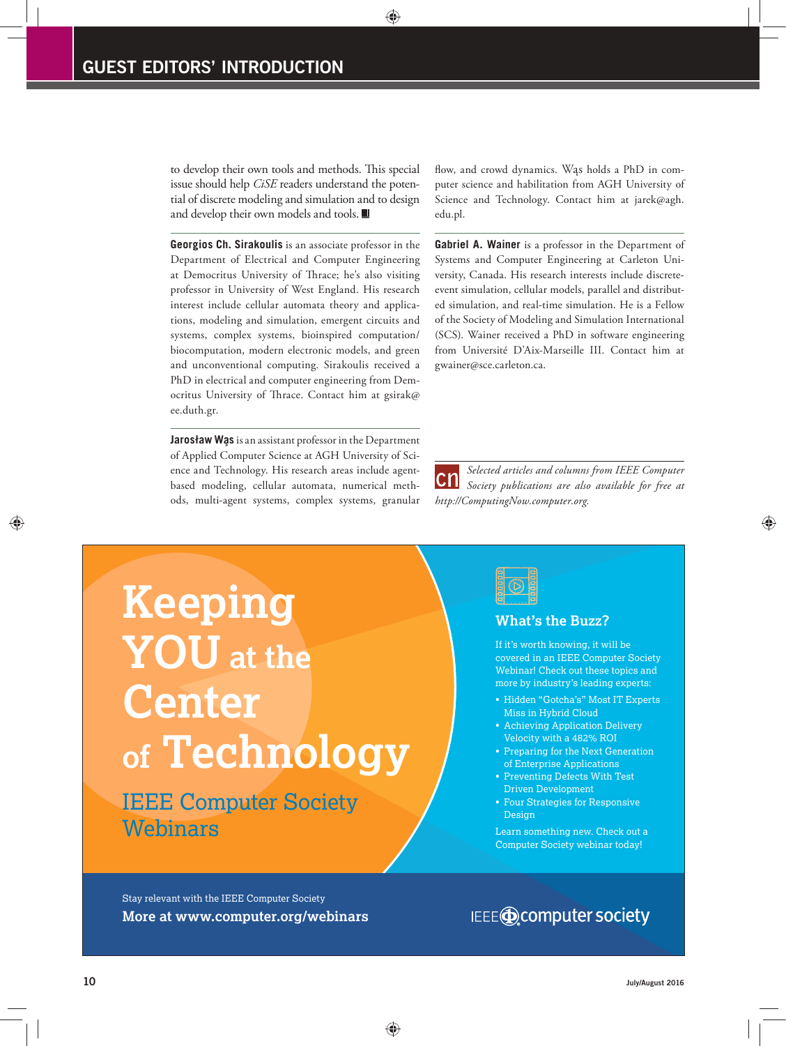to develop their own tools and methods. This special issue should help *CiSE* readers understand the potential of discrete modeling and simulation and to design and develop their own models and tools. ■

**Georgios Ch. Sirakoulis** is an associate professor in the Department of Electrical and Computer Engineering at Democritus University of Thrace; he's also visiting professor in University of West England. His research interest include cellular automata theory and applications, modeling and simulation, emergent circuits and systems, complex systems, bioinspired computation/biocomputation, modern electronic models, and green and unconventional computing. Sirakoulis received a PhD in electrical and computer engineering from Democritus University of Thrace. Contact him at gsirak@ee.duth.gr.

**Jarosław Wąs** is an assistant professor in the Department of Applied Computer Science at AGH University of Science and Technology. His research areas include agent-based modeling, cellular automata, numerical methods, multi-agent systems, complex systems, granular flow, and crowd dynamics. Wąs holds a PhD in computer science and habilitation from AGH University of Science and Technology. Contact him at jarek@agh.edu.pl.

**Gabriel A. Wainer** is a professor in the Department of Systems and Computer Engineering at Carleton University, Canada. His research interests include discrete-event simulation, cellular models, parallel and distributed simulation, and real-time simulation. He is a Fellow of the Society of Modeling and Simulation International (SCS). Wainer received a PhD in software engineering from Université D'Aix-Marseille III. Contact him at gwainer@sce.carleton.ca.

*Selected articles and columns from IEEE Computer Society publications are also available for free at http://ComputingNow.computer.org.*

# Keeping YOU at the Center of Technology

## IEEE Computer Society Webinars

### What's the Buzz?

If it's worth knowing, it will be covered in an IEEE Computer Society Webinar! Check out these topics and more by industry's leading experts:

- Hidden "Gotcha's" Most IT Experts Miss in Hybrid Cloud
- Achieving Application Delivery Velocity with a 482% ROI
- Preparing for the Next Generation of Enterprise Applications
- Preventing Defects With Test Driven Development
- Four Strategies for Responsive Design

Learn something new. Check out a Computer Society webinar today!

Stay relevant with the IEEE Computer Society

**More at www.computer.org/webinars**

IEEE computer society